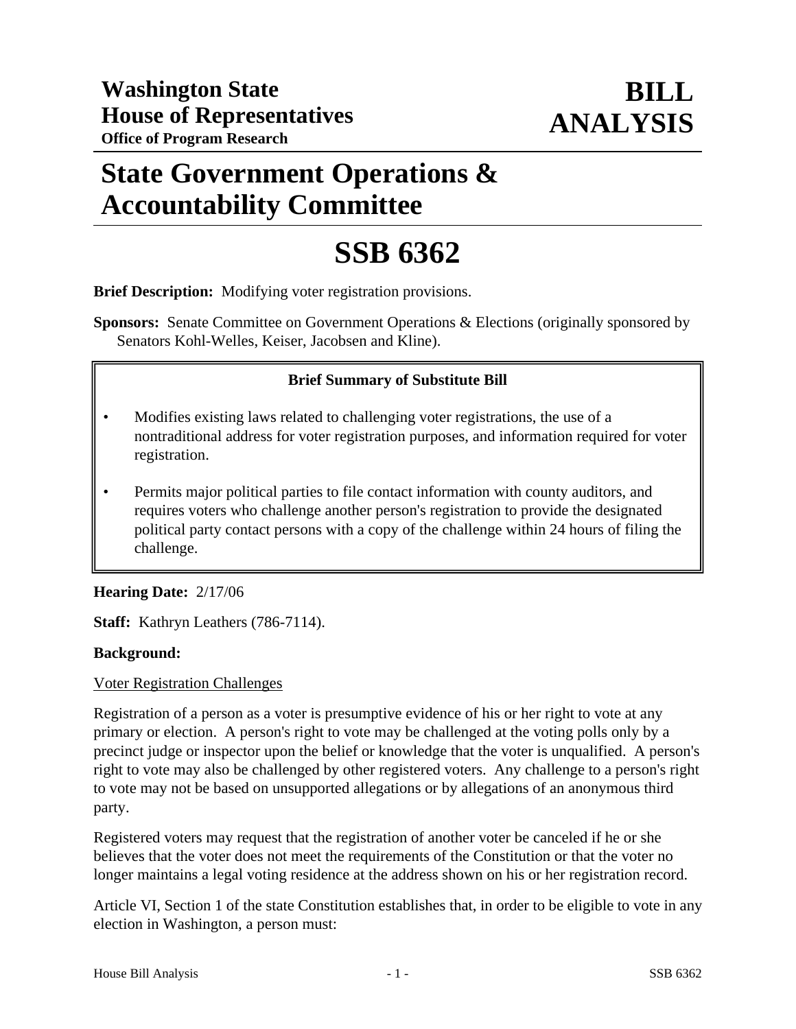# Washington State House of Representatives

**Office of Program Research**

# BILL ANALYSIS

## State Government Operations & Accountability Committee

# SSB 6362

**Brief Description:** Modifying voter registration provisions.

**Sponsors:** Senate Committee on Government Operations & Elections (originally sponsored by Senators Kohl-Welles, Keiser, Jacobsen and Kline).

**Brief Summary of Substitute Bill**

- Modifies existing laws related to challenging voter registrations, the use of a nontraditional address for voter registration purposes, and information required for voter registration.
- Permits major political parties to file contact information with county auditors, and requires voters who challenge another person's registration to provide the designated political party contact persons with a copy of the challenge within 24 hours of filing the challenge.

**Hearing Date:** 2/17/06

**Staff:** Kathryn Leathers (786-7114).

**Background:**

Voter Registration Challenges

Registration of a person as a voter is presumptive evidence of his or her right to vote at any primary or election. A person's right to vote may be challenged at the voting polls only by a precinct judge or inspector upon the belief or knowledge that the voter is unqualified. A person's right to vote may also be challenged by other registered voters. Any challenge to a person's right to vote may not be based on unsupported allegations or by allegations of an anonymous third party.

Registered voters may request that the registration of another voter be canceled if he or she believes that the voter does not meet the requirements of the Constitution or that the voter no longer maintains a legal voting residence at the address shown on his or her registration record.

Article VI, Section 1 of the state Constitution establishes that, in order to be eligible to vote in any election in Washington, a person must: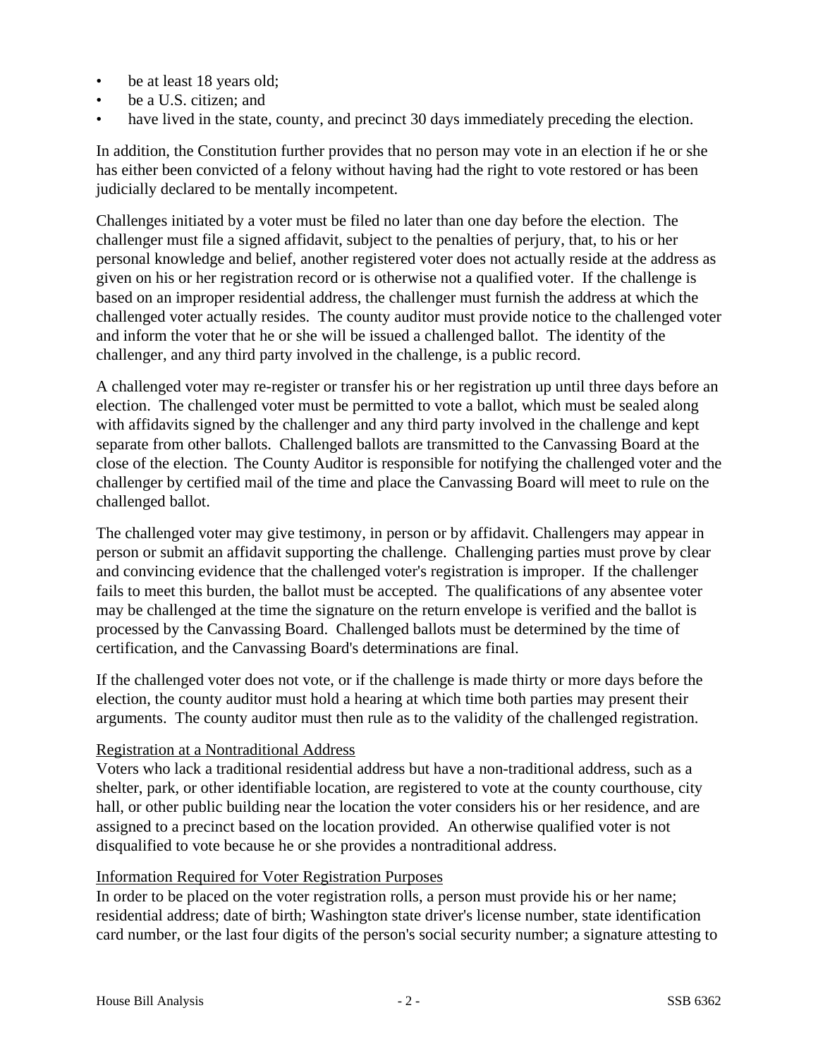- be at least 18 years old;
- be a U.S. citizen; and
- have lived in the state, county, and precinct 30 days immediately preceding the election.

In addition, the Constitution further provides that no person may vote in an election if he or she has either been convicted of a felony without having had the right to vote restored or has been judicially declared to be mentally incompetent.

Challenges initiated by a voter must be filed no later than one day before the election. The challenger must file a signed affidavit, subject to the penalties of perjury, that, to his or her personal knowledge and belief, another registered voter does not actually reside at the address as given on his or her registration record or is otherwise not a qualified voter. If the challenge is based on an improper residential address, the challenger must furnish the address at which the challenged voter actually resides. The county auditor must provide notice to the challenged voter and inform the voter that he or she will be issued a challenged ballot. The identity of the challenger, and any third party involved in the challenge, is a public record.

A challenged voter may re-register or transfer his or her registration up until three days before an election. The challenged voter must be permitted to vote a ballot, which must be sealed along with affidavits signed by the challenger and any third party involved in the challenge and kept separate from other ballots. Challenged ballots are transmitted to the Canvassing Board at the close of the election. The County Auditor is responsible for notifying the challenged voter and the challenger by certified mail of the time and place the Canvassing Board will meet to rule on the challenged ballot.

The challenged voter may give testimony, in person or by affidavit. Challengers may appear in person or submit an affidavit supporting the challenge. Challenging parties must prove by clear and convincing evidence that the challenged voter's registration is improper. If the challenger fails to meet this burden, the ballot must be accepted. The qualifications of any absentee voter may be challenged at the time the signature on the return envelope is verified and the ballot is processed by the Canvassing Board. Challenged ballots must be determined by the time of certification, and the Canvassing Board's determinations are final.

If the challenged voter does not vote, or if the challenge is made thirty or more days before the election, the county auditor must hold a hearing at which time both parties may present their arguments. The county auditor must then rule as to the validity of the challenged registration.

Registration at a Nontraditional Address

Voters who lack a traditional residential address but have a non-traditional address, such as a shelter, park, or other identifiable location, are registered to vote at the county courthouse, city hall, or other public building near the location the voter considers his or her residence, and are assigned to a precinct based on the location provided. An otherwise qualified voter is not disqualified to vote because he or she provides a nontraditional address.

Information Required for Voter Registration Purposes

In order to be placed on the voter registration rolls, a person must provide his or her name; residential address; date of birth; Washington state driver's license number, state identification card number, or the last four digits of the person's social security number; a signature attesting to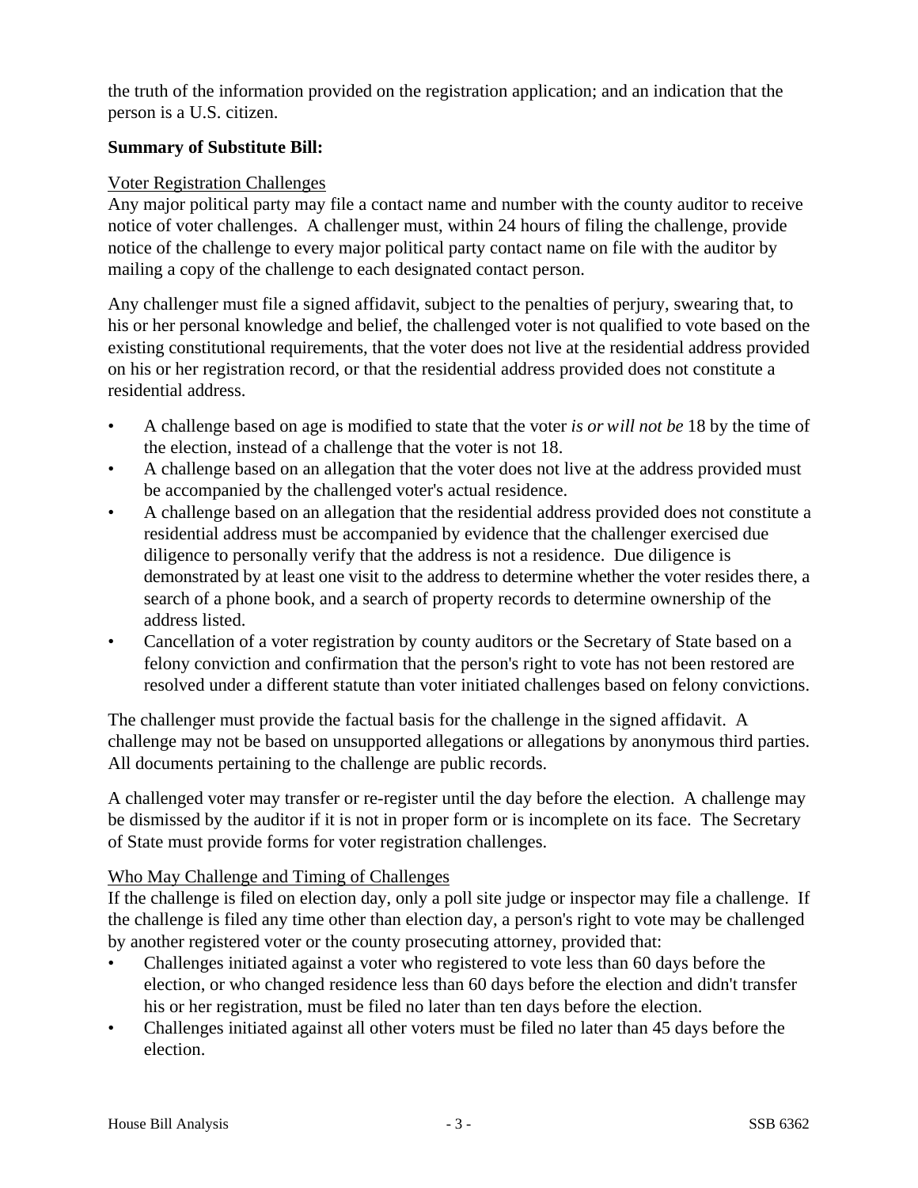the truth of the information provided on the registration application; and an indication that the person is a U.S. citizen.

**Summary of Substitute Bill:**

Voter Registration Challenges

Any major political party may file a contact name and number with the county auditor to receive notice of voter challenges. A challenger must, within 24 hours of filing the challenge, provide notice of the challenge to every major political party contact name on file with the auditor by mailing a copy of the challenge to each designated contact person.

Any challenger must file a signed affidavit, subject to the penalties of perjury, swearing that, to his or her personal knowledge and belief, the challenged voter is not qualified to vote based on the existing constitutional requirements, that the voter does not live at the residential address provided on his or her registration record, or that the residential address provided does not constitute a residential address.

- A challenge based on age is modified to state that the voter *is or will not be* 18 by the time of the election, instead of a challenge that the voter is not 18.
- A challenge based on an allegation that the voter does not live at the address provided must be accompanied by the challenged voter's actual residence.
- A challenge based on an allegation that the residential address provided does not constitute a residential address must be accompanied by evidence that the challenger exercised due diligence to personally verify that the address is not a residence. Due diligence is demonstrated by at least one visit to the address to determine whether the voter resides there, a search of a phone book, and a search of property records to determine ownership of the address listed.
- Cancellation of a voter registration by county auditors or the Secretary of State based on a felony conviction and confirmation that the person's right to vote has not been restored are resolved under a different statute than voter initiated challenges based on felony convictions.

The challenger must provide the factual basis for the challenge in the signed affidavit. A challenge may not be based on unsupported allegations or allegations by anonymous third parties. All documents pertaining to the challenge are public records.

A challenged voter may transfer or re-register until the day before the election. A challenge may be dismissed by the auditor if it is not in proper form or is incomplete on its face. The Secretary of State must provide forms for voter registration challenges.

Who May Challenge and Timing of Challenges

If the challenge is filed on election day, only a poll site judge or inspector may file a challenge. If the challenge is filed any time other than election day, a person's right to vote may be challenged by another registered voter or the county prosecuting attorney, provided that:

- Challenges initiated against a voter who registered to vote less than 60 days before the election, or who changed residence less than 60 days before the election and didn't transfer his or her registration, must be filed no later than ten days before the election.
- Challenges initiated against all other voters must be filed no later than 45 days before the election.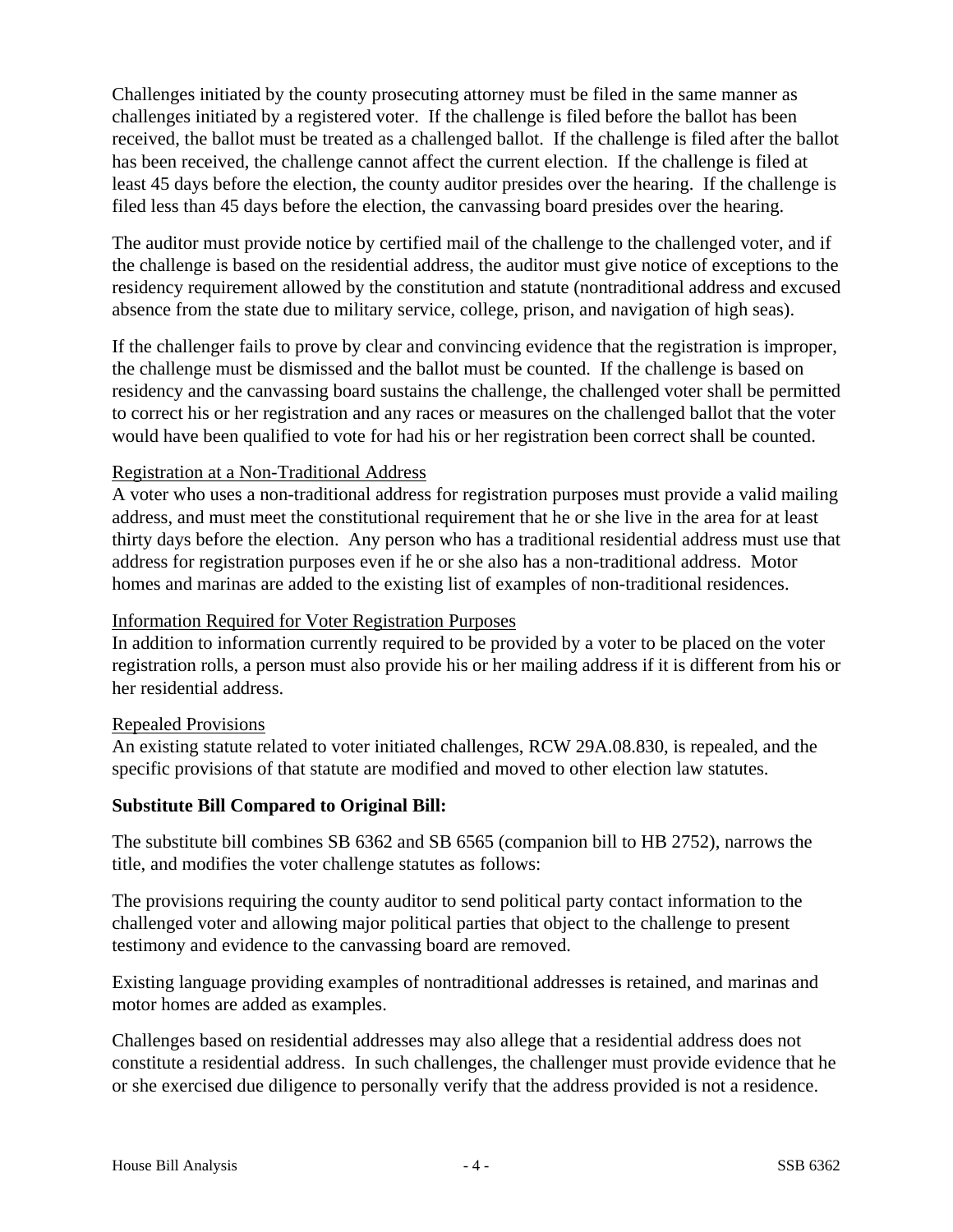Challenges initiated by the county prosecuting attorney must be filed in the same manner as challenges initiated by a registered voter. If the challenge is filed before the ballot has been received, the ballot must be treated as a challenged ballot. If the challenge is filed after the ballot has been received, the challenge cannot affect the current election. If the challenge is filed at least 45 days before the election, the county auditor presides over the hearing. If the challenge is filed less than 45 days before the election, the canvassing board presides over the hearing.

The auditor must provide notice by certified mail of the challenge to the challenged voter, and if the challenge is based on the residential address, the auditor must give notice of exceptions to the residency requirement allowed by the constitution and statute (nontraditional address and excused absence from the state due to military service, college, prison, and navigation of high seas).

If the challenger fails to prove by clear and convincing evidence that the registration is improper, the challenge must be dismissed and the ballot must be counted. If the challenge is based on residency and the canvassing board sustains the challenge, the challenged voter shall be permitted to correct his or her registration and any races or measures on the challenged ballot that the voter would have been qualified to vote for had his or her registration been correct shall be counted.

Registration at a Non-Traditional Address

A voter who uses a non-traditional address for registration purposes must provide a valid mailing address, and must meet the constitutional requirement that he or she live in the area for at least thirty days before the election. Any person who has a traditional residential address must use that address for registration purposes even if he or she also has a non-traditional address. Motor homes and marinas are added to the existing list of examples of non-traditional residences.

Information Required for Voter Registration Purposes

In addition to information currently required to be provided by a voter to be placed on the voter registration rolls, a person must also provide his or her mailing address if it is different from his or her residential address.

Repealed Provisions

An existing statute related to voter initiated challenges, RCW 29A.08.830, is repealed, and the specific provisions of that statute are modified and moved to other election law statutes.

**Substitute Bill Compared to Original Bill:**

The substitute bill combines SB 6362 and SB 6565 (companion bill to HB 2752), narrows the title, and modifies the voter challenge statutes as follows:

The provisions requiring the county auditor to send political party contact information to the challenged voter and allowing major political parties that object to the challenge to present testimony and evidence to the canvassing board are removed.

Existing language providing examples of nontraditional addresses is retained, and marinas and motor homes are added as examples.

Challenges based on residential addresses may also allege that a residential address does not constitute a residential address. In such challenges, the challenger must provide evidence that he or she exercised due diligence to personally verify that the address provided is not a residence.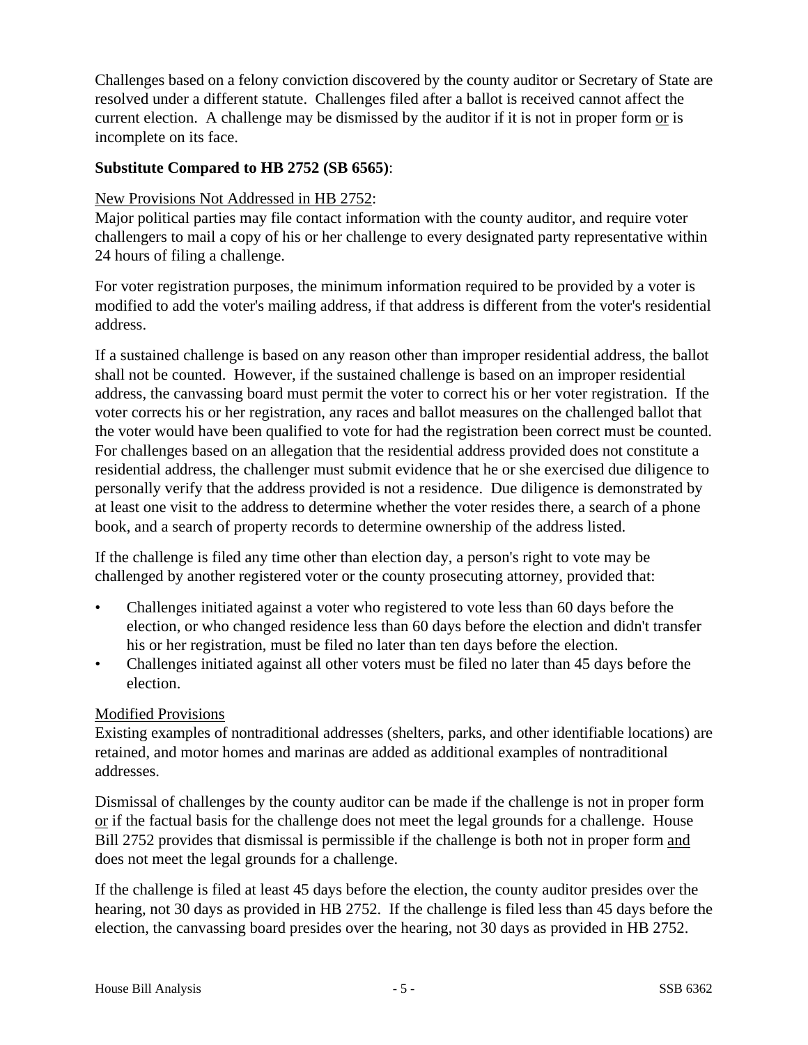Challenges based on a felony conviction discovered by the county auditor or Secretary of State are resolved under a different statute. Challenges filed after a ballot is received cannot affect the current election. A challenge may be dismissed by the auditor if it is not in proper form or is incomplete on its face.

**Substitute Compared to HB 2752 (SB 6565)**:

New Provisions Not Addressed in HB 2752:
Major political parties may file contact information with the county auditor, and require voter challengers to mail a copy of his or her challenge to every designated party representative within 24 hours of filing a challenge.

For voter registration purposes, the minimum information required to be provided by a voter is modified to add the voter's mailing address, if that address is different from the voter's residential address.

If a sustained challenge is based on any reason other than improper residential address, the ballot shall not be counted. However, if the sustained challenge is based on an improper residential address, the canvassing board must permit the voter to correct his or her voter registration. If the voter corrects his or her registration, any races and ballot measures on the challenged ballot that the voter would have been qualified to vote for had the registration been correct must be counted. For challenges based on an allegation that the residential address provided does not constitute a residential address, the challenger must submit evidence that he or she exercised due diligence to personally verify that the address provided is not a residence. Due diligence is demonstrated by at least one visit to the address to determine whether the voter resides there, a search of a phone book, and a search of property records to determine ownership of the address listed.

If the challenge is filed any time other than election day, a person's right to vote may be challenged by another registered voter or the county prosecuting attorney, provided that:

- Challenges initiated against a voter who registered to vote less than 60 days before the election, or who changed residence less than 60 days before the election and didn't transfer his or her registration, must be filed no later than ten days before the election.
- Challenges initiated against all other voters must be filed no later than 45 days before the election.

Modified Provisions
Existing examples of nontraditional addresses (shelters, parks, and other identifiable locations) are retained, and motor homes and marinas are added as additional examples of nontraditional addresses.

Dismissal of challenges by the county auditor can be made if the challenge is not in proper form or if the factual basis for the challenge does not meet the legal grounds for a challenge. House Bill 2752 provides that dismissal is permissible if the challenge is both not in proper form and does not meet the legal grounds for a challenge.

If the challenge is filed at least 45 days before the election, the county auditor presides over the hearing, not 30 days as provided in HB 2752. If the challenge is filed less than 45 days before the election, the canvassing board presides over the hearing, not 30 days as provided in HB 2752.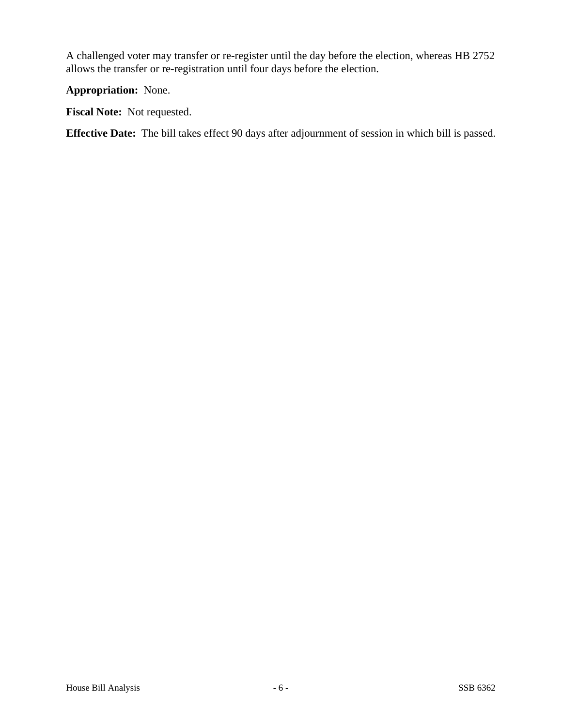A challenged voter may transfer or re-register until the day before the election, whereas HB 2752 allows the transfer or re-registration until four days before the election.

**Appropriation:** None.

**Fiscal Note:** Not requested.

**Effective Date:** The bill takes effect 90 days after adjournment of session in which bill is passed.